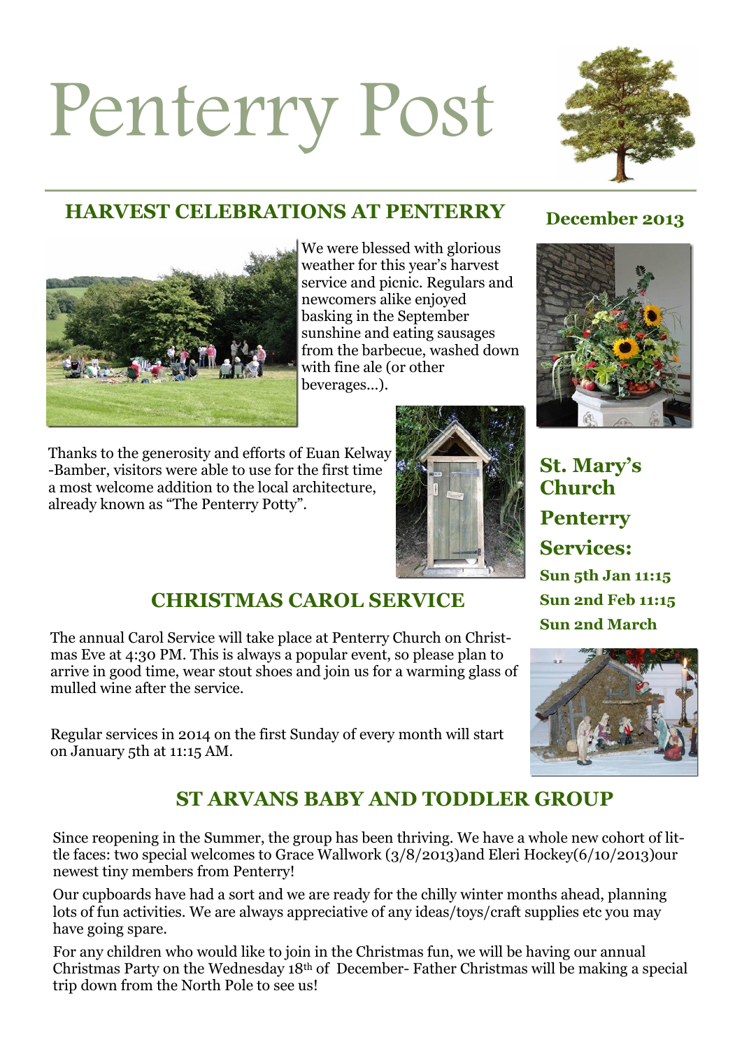# Penterry Post

**December 2013**

## HARVEST CELEBRATIONS AT PENTERRY

We were blessed with glorious weather for this year's harvest service and picnic. Regulars and newcomers alike enjoyed basking in the September sunshine and eating sausages from the barbecue, washed down with fine ale (or other beverages...).

Thanks to the generosity and efforts of Euan Kelway-Bamber, visitors were able to use for the first time a most welcome addition to the local architecture, already known as "The Penterry Potty".

### St. Mary's Church Penterry Services:

**Sun 5th Jan 11:15**

**Sun 2nd Feb 11:15**

**Sun 2nd March**

## CHRISTMAS CAROL SERVICE

The annual Carol Service will take place at Penterry Church on Christmas Eve at 4:30 PM. This is always a popular event, so please plan to arrive in good time, wear stout shoes and join us for a warming glass of mulled wine after the service.

Regular services in 2014 on the first Sunday of every month will start on January 5th at 11:15 AM.

## ST ARVANS BABY AND TODDLER GROUP

Since reopening in the Summer, the group has been thriving. We have a whole new cohort of little faces: two special welcomes to Grace Wallwork (3/8/2013)and Eleri Hockey(6/10/2013)our newest tiny members from Penterry!

Our cupboards have had a sort and we are ready for the chilly winter months ahead, planning lots of fun activities. We are always appreciative of any ideas/toys/craft supplies etc you may have going spare.

For any children who would like to join in the Christmas fun, we will be having our annual Christmas Party on the Wednesday 18th of December- Father Christmas will be making a special trip down from the North Pole to see us!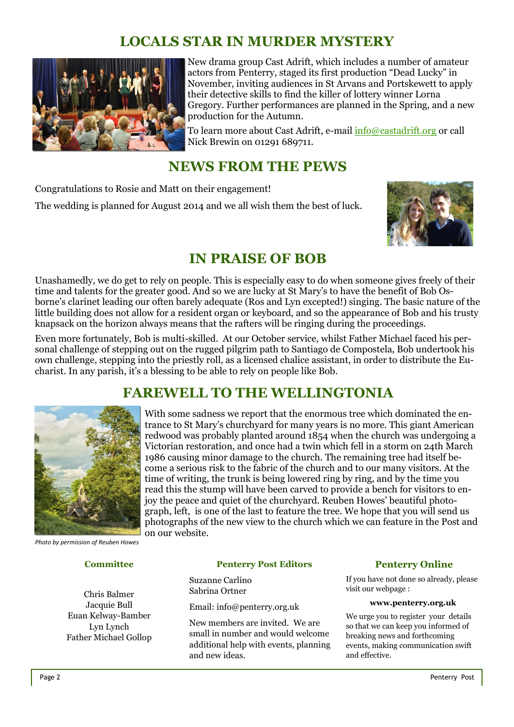## LOCALS STAR IN MURDER MYSTERY

New drama group Cast Adrift, which includes a number of amateur actors from Penterry, staged its first production "Dead Lucky" in November, inviting audiences in St Arvans and Portskewett to apply their detective skills to find the killer of lottery winner Lorna Gregory. Further performances are planned in the Spring, and a new production for the Autumn.

To learn more about Cast Adrift, e-mail info@castadrift.org or call Nick Brewin on 01291 689711.

## NEWS FROM THE PEWS

Congratulations to Rosie and Matt on their engagement!

The wedding is planned for August 2014 and we all wish them the best of luck.

## IN PRAISE OF BOB

Unashamedly, we do get to rely on people. This is especially easy to do when someone gives freely of their time and talents for the greater good. And so we are lucky at St Mary's to have the benefit of Bob Osborne's clarinet leading our often barely adequate (Ros and Lyn excepted!) singing. The basic nature of the little building does not allow for a resident organ or keyboard, and so the appearance of Bob and his trusty knapsack on the horizon always means that the rafters will be ringing during the proceedings.

Even more fortunately, Bob is multi-skilled. At our October service, whilst Father Michael faced his personal challenge of stepping out on the rugged pilgrim path to Santiago de Compostela, Bob undertook his own challenge, stepping into the priestly roll, as a licensed chalice assistant, in order to distribute the Eucharist. In any parish, it's a blessing to be able to rely on people like Bob.

## FAREWELL TO THE WELLINGTONIA

With some sadness we report that the enormous tree which dominated the entrance to St Mary's churchyard for many years is no more. This giant American redwood was probably planted around 1854 when the church was undergoing a Victorian restoration, and once had a twin which fell in a storm on 24th March 1986 causing minor damage to the church. The remaining tree had itself become a serious risk to the fabric of the church and to our many visitors. At the time of writing, the trunk is being lowered ring by ring, and by the time you read this the stump will have been carved to provide a bench for visitors to enjoy the peace and quiet of the churchyard. Reuben Howes' beautiful photograph, left, is one of the last to feature the tree. We hope that you will send us photographs of the new view to the church which we can feature in the Post and on our website.

*Photo by permission of Reuben Howes*

### Committee

Chris Balmer
Jacquie Bull
Euan Kelway-Bamber
Lyn Lynch
Father Michael Gollop

### Penterry Post Editors

Suzanne Carlino
Sabrina Ortner

Email: info@penterry.org.uk

New members are invited. We are small in number and would welcome additional help with events, planning and new ideas.

### Penterry Online

If you have not done so already, please visit our webpage :

**www.penterry.org.uk**

We urge you to register your details so that we can keep you informed of breaking news and forthcoming events, making communication swift and effective.